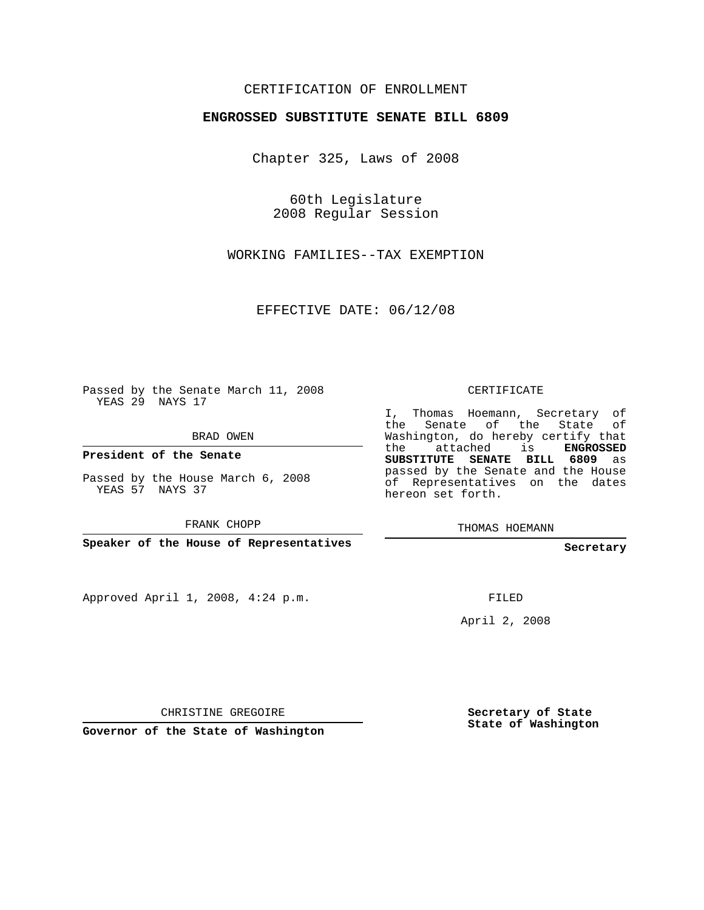CERTIFICATION OF ENROLLMENT

**ENGROSSED SUBSTITUTE SENATE BILL 6809**

Chapter 325, Laws of 2008

60th Legislature
2008 Regular Session

WORKING FAMILIES--TAX EXEMPTION

EFFECTIVE DATE: 06/12/08

Passed by the Senate March 11, 2008
YEAS 29 NAYS 17

BRAD OWEN

**President of the Senate**

Passed by the House March 6, 2008
YEAS 57 NAYS 37

FRANK CHOPP

**Speaker of the House of Representatives**

CERTIFICATE

I, Thomas Hoemann, Secretary of the Senate of the State of Washington, do hereby certify that the attached is **ENGROSSED SUBSTITUTE SENATE BILL 6809** as passed by the Senate and the House of Representatives on the dates hereon set forth.

THOMAS HOEMANN

**Secretary**

Approved April 1, 2008, 4:24 p.m.

FILED

April 2, 2008

CHRISTINE GREGOIRE

**Governor of the State of Washington**

**Secretary of State**
**State of Washington**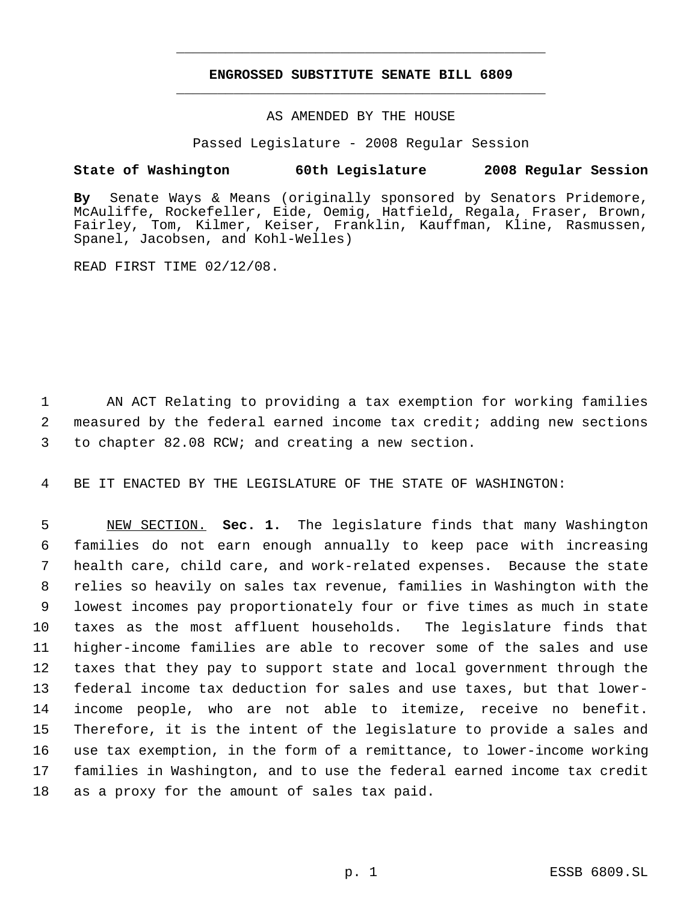**ENGROSSED SUBSTITUTE SENATE BILL 6809**

AS AMENDED BY THE HOUSE

Passed Legislature - 2008 Regular Session

**State of Washington 60th Legislature 2008 Regular Session**

**By** Senate Ways & Means (originally sponsored by Senators Pridemore, McAuliffe, Rockefeller, Eide, Oemig, Hatfield, Regala, Fraser, Brown, Fairley, Tom, Kilmer, Keiser, Franklin, Kauffman, Kline, Rasmussen, Spanel, Jacobsen, and Kohl-Welles)

READ FIRST TIME 02/12/08.

AN ACT Relating to providing a tax exemption for working families measured by the federal earned income tax credit; adding new sections to chapter 82.08 RCW; and creating a new section.

BE IT ENACTED BY THE LEGISLATURE OF THE STATE OF WASHINGTON:

NEW SECTION. **Sec. 1.** The legislature finds that many Washington families do not earn enough annually to keep pace with increasing health care, child care, and work-related expenses. Because the state relies so heavily on sales tax revenue, families in Washington with the lowest incomes pay proportionately four or five times as much in state taxes as the most affluent households. The legislature finds that higher-income families are able to recover some of the sales and use taxes that they pay to support state and local government through the federal income tax deduction for sales and use taxes, but that lower-income people, who are not able to itemize, receive no benefit. Therefore, it is the intent of the legislature to provide a sales and use tax exemption, in the form of a remittance, to lower-income working families in Washington, and to use the federal earned income tax credit as a proxy for the amount of sales tax paid.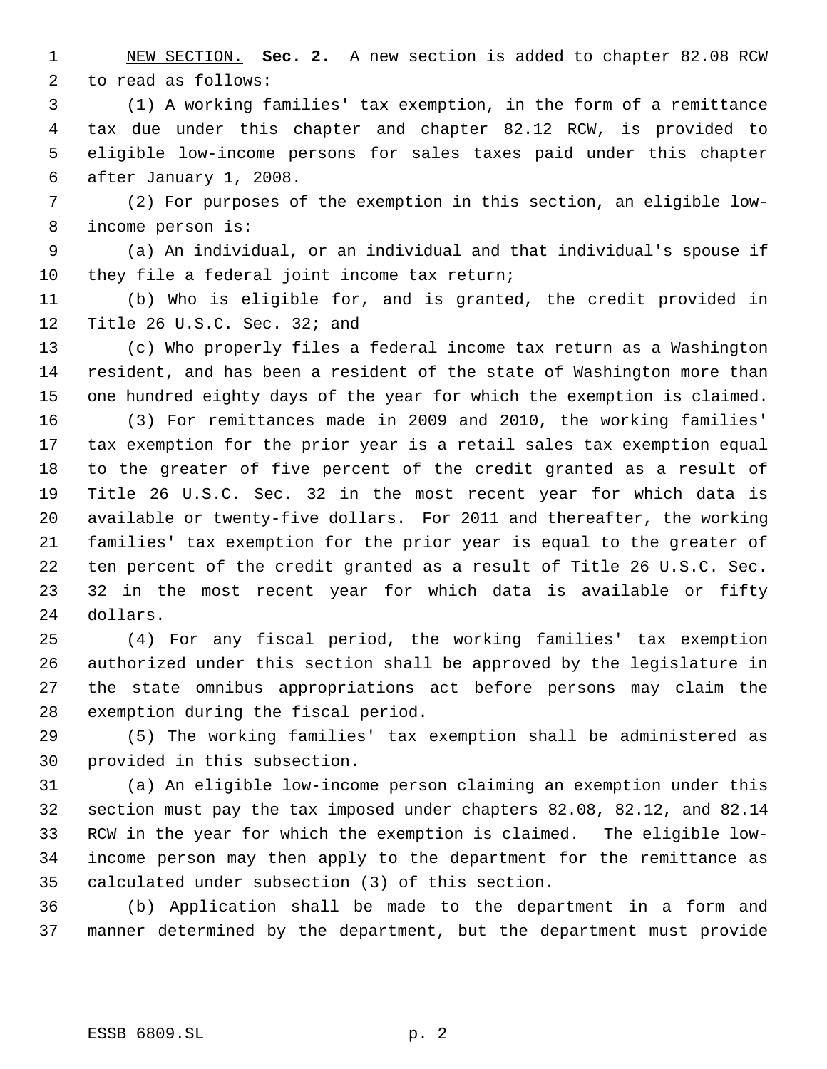NEW SECTION. **Sec. 2.** A new section is added to chapter 82.08 RCW to read as follows:

(1) A working families' tax exemption, in the form of a remittance tax due under this chapter and chapter 82.12 RCW, is provided to eligible low-income persons for sales taxes paid under this chapter after January 1, 2008.

(2) For purposes of the exemption in this section, an eligible low-income person is:

(a) An individual, or an individual and that individual's spouse if they file a federal joint income tax return;

(b) Who is eligible for, and is granted, the credit provided in Title 26 U.S.C. Sec. 32; and

(c) Who properly files a federal income tax return as a Washington resident, and has been a resident of the state of Washington more than one hundred eighty days of the year for which the exemption is claimed.

(3) For remittances made in 2009 and 2010, the working families' tax exemption for the prior year is a retail sales tax exemption equal to the greater of five percent of the credit granted as a result of Title 26 U.S.C. Sec. 32 in the most recent year for which data is available or twenty-five dollars. For 2011 and thereafter, the working families' tax exemption for the prior year is equal to the greater of ten percent of the credit granted as a result of Title 26 U.S.C. Sec. 32 in the most recent year for which data is available or fifty dollars.

(4) For any fiscal period, the working families' tax exemption authorized under this section shall be approved by the legislature in the state omnibus appropriations act before persons may claim the exemption during the fiscal period.

(5) The working families' tax exemption shall be administered as provided in this subsection.

(a) An eligible low-income person claiming an exemption under this section must pay the tax imposed under chapters 82.08, 82.12, and 82.14 RCW in the year for which the exemption is claimed. The eligible low-income person may then apply to the department for the remittance as calculated under subsection (3) of this section.

(b) Application shall be made to the department in a form and manner determined by the department, but the department must provide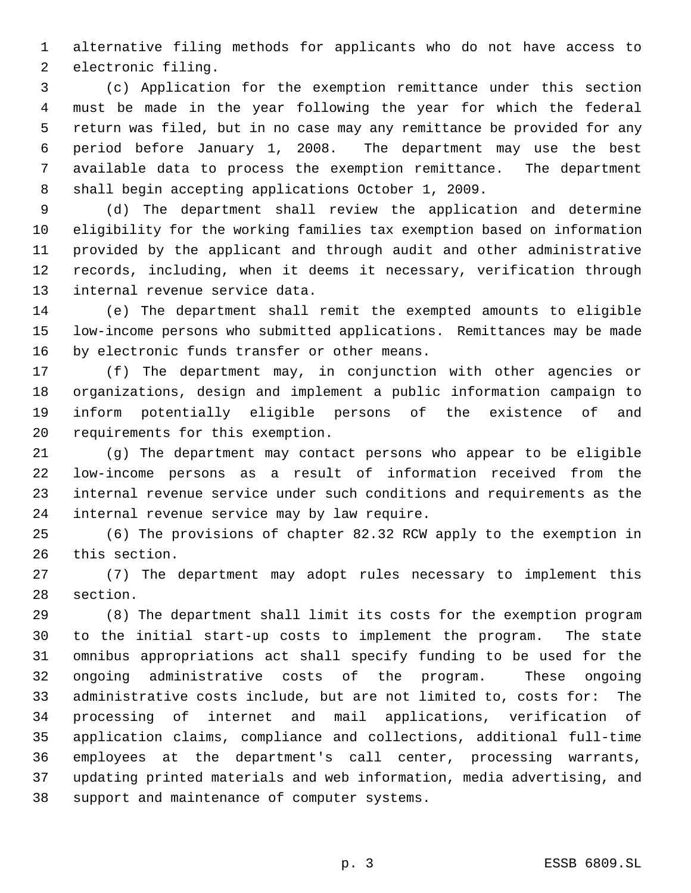alternative filing methods for applicants who do not have access to electronic filing.

(c) Application for the exemption remittance under this section must be made in the year following the year for which the federal return was filed, but in no case may any remittance be provided for any period before January 1, 2008. The department may use the best available data to process the exemption remittance. The department shall begin accepting applications October 1, 2009.

(d) The department shall review the application and determine eligibility for the working families tax exemption based on information provided by the applicant and through audit and other administrative records, including, when it deems it necessary, verification through internal revenue service data.

(e) The department shall remit the exempted amounts to eligible low-income persons who submitted applications. Remittances may be made by electronic funds transfer or other means.

(f) The department may, in conjunction with other agencies or organizations, design and implement a public information campaign to inform potentially eligible persons of the existence of and requirements for this exemption.

(g) The department may contact persons who appear to be eligible low-income persons as a result of information received from the internal revenue service under such conditions and requirements as the internal revenue service may by law require.

(6) The provisions of chapter 82.32 RCW apply to the exemption in this section.

(7) The department may adopt rules necessary to implement this section.

(8) The department shall limit its costs for the exemption program to the initial start-up costs to implement the program. The state omnibus appropriations act shall specify funding to be used for the ongoing administrative costs of the program. These ongoing administrative costs include, but are not limited to, costs for: The processing of internet and mail applications, verification of application claims, compliance and collections, additional full-time employees at the department's call center, processing warrants, updating printed materials and web information, media advertising, and support and maintenance of computer systems.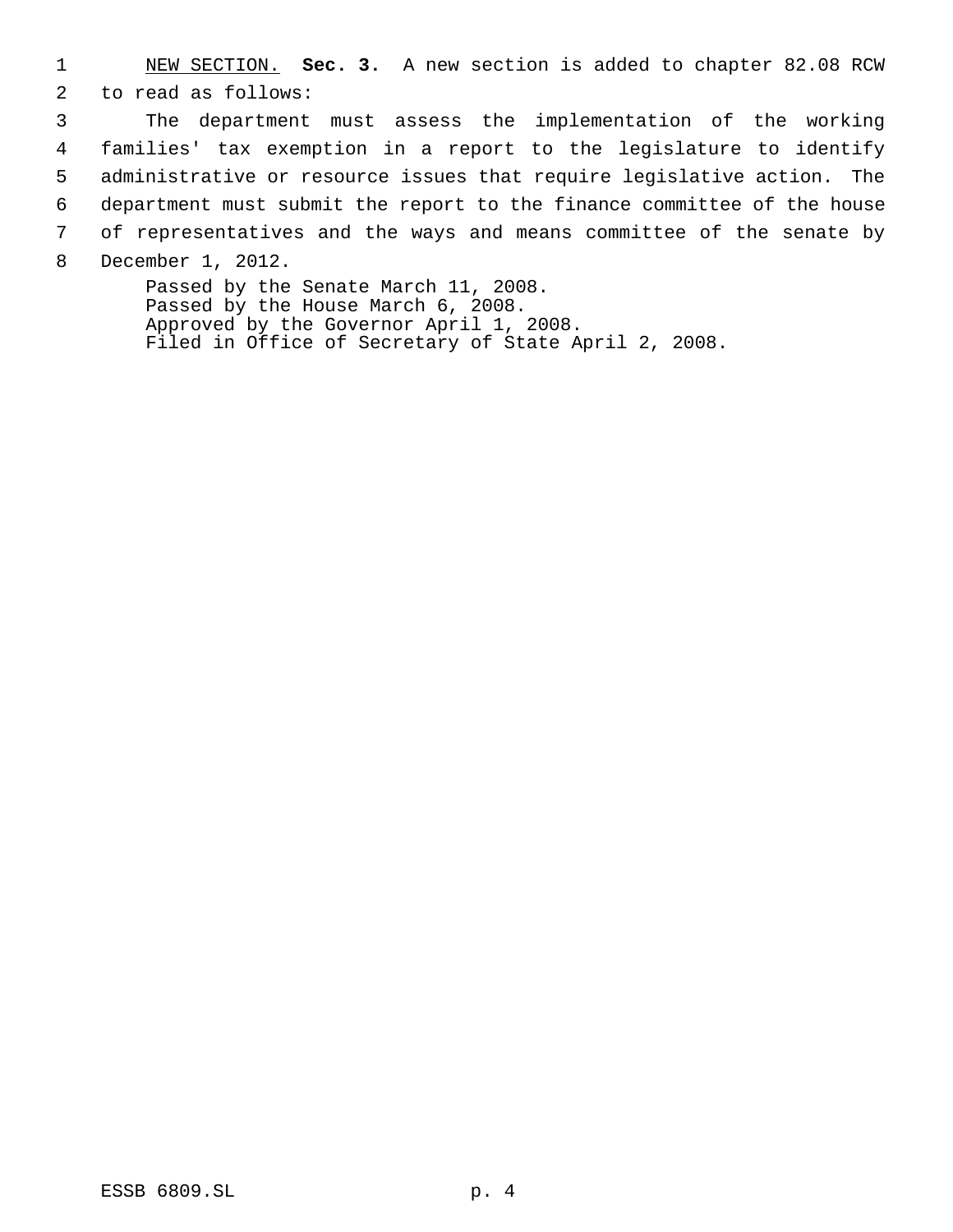NEW SECTION. **Sec. 3.** A new section is added to chapter 82.08 RCW to read as follows:

The department must assess the implementation of the working families' tax exemption in a report to the legislature to identify administrative or resource issues that require legislative action. The department must submit the report to the finance committee of the house of representatives and the ways and means committee of the senate by December 1, 2012.

Passed by the Senate March 11, 2008.
Passed by the House March 6, 2008.
Approved by the Governor April 1, 2008.
Filed in Office of Secretary of State April 2, 2008.